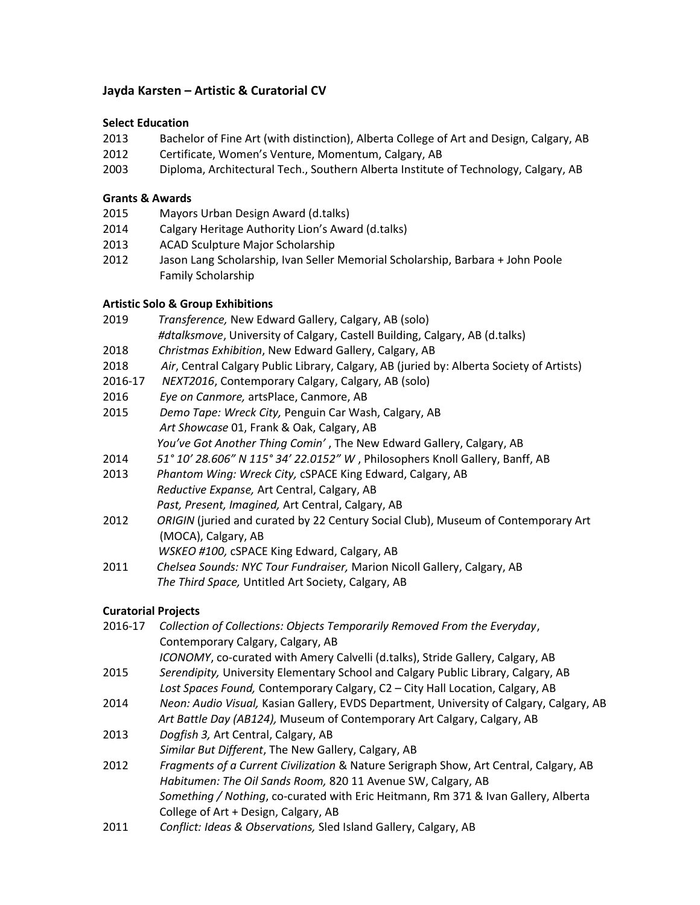## Jayda Karsten – Artistic & Curatorial CV

### Select Education

2013 Bachelor of Fine Art (with distinction), Alberta College of Art and Design, Calgary, AB

2012 Certificate, Women's Venture, Momentum, Calgary, AB

2003 Diploma, Architectural Tech., Southern Alberta Institute of Technology, Calgary, AB

### Grants & Awards

2015 Mayors Urban Design Award (d.talks)

2014 Calgary Heritage Authority Lion's Award (d.talks)

2013 ACAD Sculpture Major Scholarship

2012 Jason Lang Scholarship, Ivan Seller Memorial Scholarship, Barbara + John Poole Family Scholarship

### Artistic Solo & Group Exhibitions

2019 *Transference,* New Edward Gallery, Calgary, AB (solo)
*#dtalksmove*, University of Calgary, Castell Building, Calgary, AB (d.talks)

2018 *Christmas Exhibition*, New Edward Gallery, Calgary, AB

2018 *Air*, Central Calgary Public Library, Calgary, AB (juried by: Alberta Society of Artists)

2016-17 *NEXT2016*, Contemporary Calgary, Calgary, AB (solo)

2016 *Eye on Canmore,* artsPlace, Canmore, AB

2015 *Demo Tape: Wreck City,* Penguin Car Wash, Calgary, AB
*Art Showcase* 01, Frank & Oak, Calgary, AB
*You've Got Another Thing Comin'* , The New Edward Gallery, Calgary, AB

2014 *51° 10' 28.606" N 115° 34' 22.0152" W* , Philosophers Knoll Gallery, Banff, AB

2013 *Phantom Wing: Wreck City,* cSPACE King Edward, Calgary, AB
*Reductive Expanse,* Art Central, Calgary, AB
*Past, Present, Imagined,* Art Central, Calgary, AB

2012 *ORIGIN* (juried and curated by 22 Century Social Club), Museum of Contemporary Art (MOCA), Calgary, AB
*WSKEO #100,* cSPACE King Edward, Calgary, AB

2011 *Chelsea Sounds: NYC Tour Fundraiser,* Marion Nicoll Gallery, Calgary, AB
*The Third Space,* Untitled Art Society, Calgary, AB

### Curatorial Projects

2016-17 *Collection of Collections: Objects Temporarily Removed From the Everyday*, Contemporary Calgary, Calgary, AB
*ICONOMY*, co-curated with Amery Calvelli (d.talks), Stride Gallery, Calgary, AB

2015 *Serendipity,* University Elementary School and Calgary Public Library, Calgary, AB
*Lost Spaces Found,* Contemporary Calgary, C2 – City Hall Location, Calgary, AB

2014 *Neon: Audio Visual,* Kasian Gallery, EVDS Department, University of Calgary, Calgary, AB
*Art Battle Day (AB124),* Museum of Contemporary Art Calgary, Calgary, AB

2013 *Dogfish 3,* Art Central, Calgary, AB
*Similar But Different*, The New Gallery, Calgary, AB

2012 *Fragments of a Current Civilization* & Nature Serigraph Show, Art Central, Calgary, AB
*Habitumen: The Oil Sands Room,* 820 11 Avenue SW, Calgary, AB
*Something / Nothing*, co-curated with Eric Heitmann, Rm 371 & Ivan Gallery, Alberta College of Art + Design, Calgary, AB

2011 *Conflict: Ideas & Observations,* Sled Island Gallery, Calgary, AB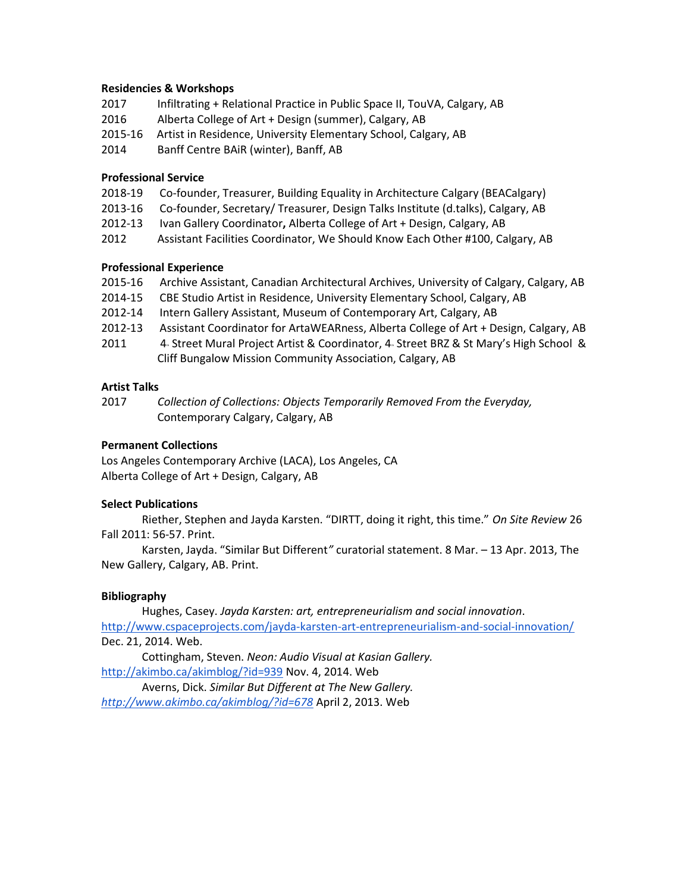**Residencies & Workshops**

2017 Infiltrating + Relational Practice in Public Space II, TouVA, Calgary, AB
2016 Alberta College of Art + Design (summer), Calgary, AB
2015-16 Artist in Residence, University Elementary School, Calgary, AB
2014 Banff Centre BAiR (winter), Banff, AB

**Professional Service**

2018-19 Co-founder, Treasurer, Building Equality in Architecture Calgary (BEACalgary)
2013-16 Co-founder, Secretary/ Treasurer, Design Talks Institute (d.talks), Calgary, AB
2012-13 Ivan Gallery Coordinator**,** Alberta College of Art + Design, Calgary, AB
2012 Assistant Facilities Coordinator, We Should Know Each Other #100, Calgary, AB

**Professional Experience**

2015-16 Archive Assistant, Canadian Architectural Archives, University of Calgary, Calgary, AB
2014-15 CBE Studio Artist in Residence, University Elementary School, Calgary, AB
2012-14 Intern Gallery Assistant, Museum of Contemporary Art, Calgary, AB
2012-13 Assistant Coordinator for ArtaWEARness, Alberta College of Art + Design, Calgary, AB
2011 4th Street Mural Project Artist & Coordinator, 4th Street BRZ & St Mary's High School & Cliff Bungalow Mission Community Association, Calgary, AB

**Artist Talks**

2017 *Collection of Collections: Objects Temporarily Removed From the Everyday,* Contemporary Calgary, Calgary, AB

**Permanent Collections**

Los Angeles Contemporary Archive (LACA), Los Angeles, CA
Alberta College of Art + Design, Calgary, AB

**Select Publications**

Riether, Stephen and Jayda Karsten. "DIRTT, doing it right, this time." *On Site Review* 26 Fall 2011: 56-57. Print.

Karsten, Jayda. "Similar But Different*"* curatorial statement. 8 Mar. – 13 Apr. 2013, The New Gallery, Calgary, AB. Print.

**Bibliography**

Hughes, Casey. *Jayda Karsten: art, entrepreneurialism and social innovation*. http://www.cspaceprojects.com/jayda-karsten-art-entrepreneurialism-and-social-innovation/ Dec. 21, 2014. Web.

Cottingham, Steven. *Neon: Audio Visual at Kasian Gallery.* http://akimbo.ca/akimblog/?id=939 Nov. 4, 2014. Web

Averns, Dick. *Similar But Different at The New Gallery.* *http://www.akimbo.ca/akimblog/?id=678* April 2, 2013. Web